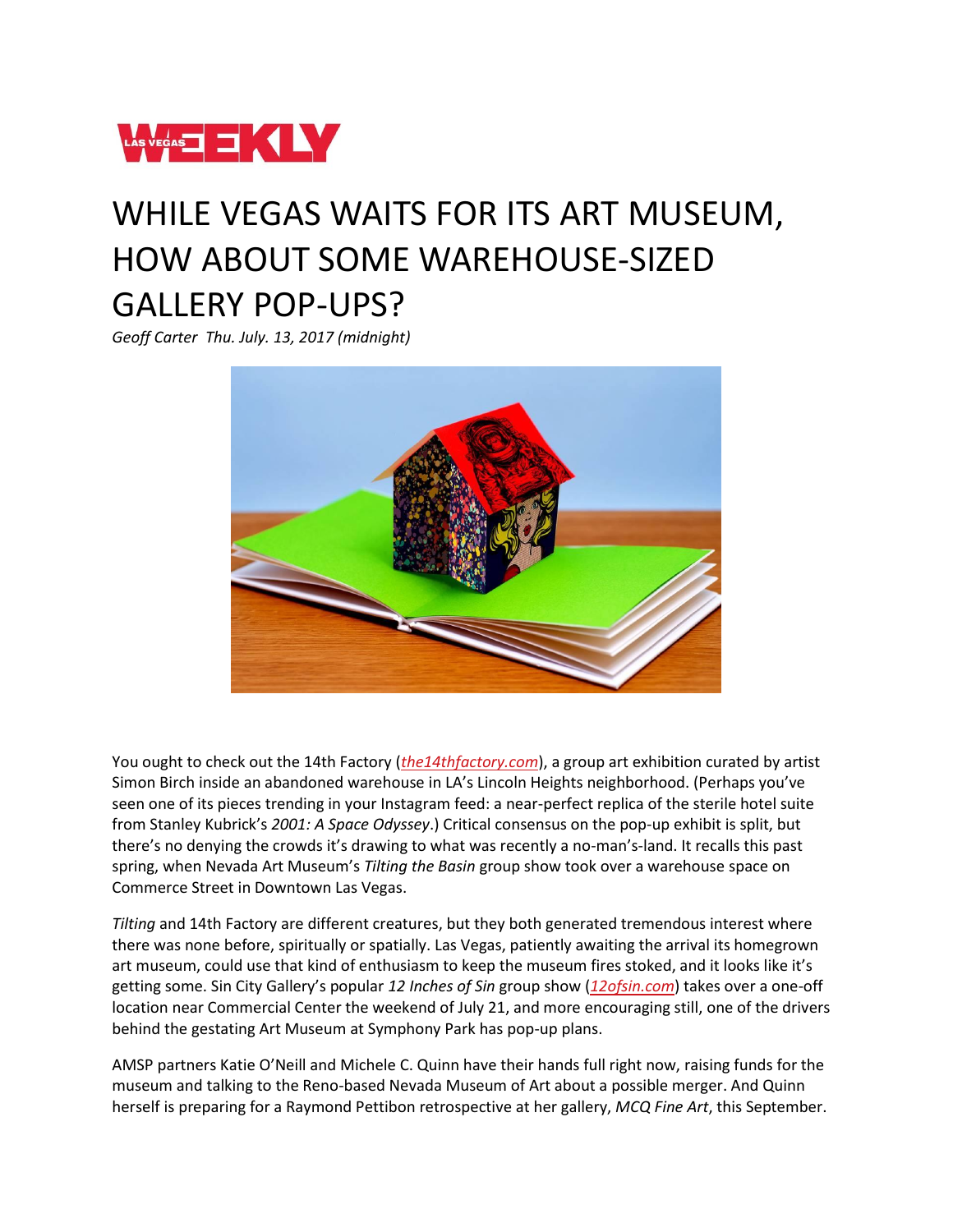# WHILE VEGAS WAITS FOR ITS ART MUSEUM, HOW ABOUT SOME WAREHOUSE-SIZED GALLERY POP-UPS?

*Geoff Carter Thu. July. 13, 2017 (midnight)*

You ought to check out the 14th Factory (*the14thfactory.com*), a group art exhibition curated by artist Simon Birch inside an abandoned warehouse in LA's Lincoln Heights neighborhood. (Perhaps you've seen one of its pieces trending in your Instagram feed: a near-perfect replica of the sterile hotel suite from Stanley Kubrick's *2001: A Space Odyssey*.) Critical consensus on the pop-up exhibit is split, but there's no denying the crowds it's drawing to what was recently a no-man's-land. It recalls this past spring, when Nevada Art Museum's *Tilting the Basin* group show took over a warehouse space on Commerce Street in Downtown Las Vegas.

*Tilting* and 14th Factory are different creatures, but they both generated tremendous interest where there was none before, spiritually or spatially. Las Vegas, patiently awaiting the arrival its homegrown art museum, could use that kind of enthusiasm to keep the museum fires stoked, and it looks like it's getting some. Sin City Gallery's popular *12 Inches of Sin* group show (*12ofsin.com*) takes over a one-off location near Commercial Center the weekend of July 21, and more encouraging still, one of the drivers behind the gestating Art Museum at Symphony Park has pop-up plans.

AMSP partners Katie O'Neill and Michele C. Quinn have their hands full right now, raising funds for the museum and talking to the Reno-based Nevada Museum of Art about a possible merger. And Quinn herself is preparing for a Raymond Pettibon retrospective at her gallery, *MCQ Fine Art*, this September.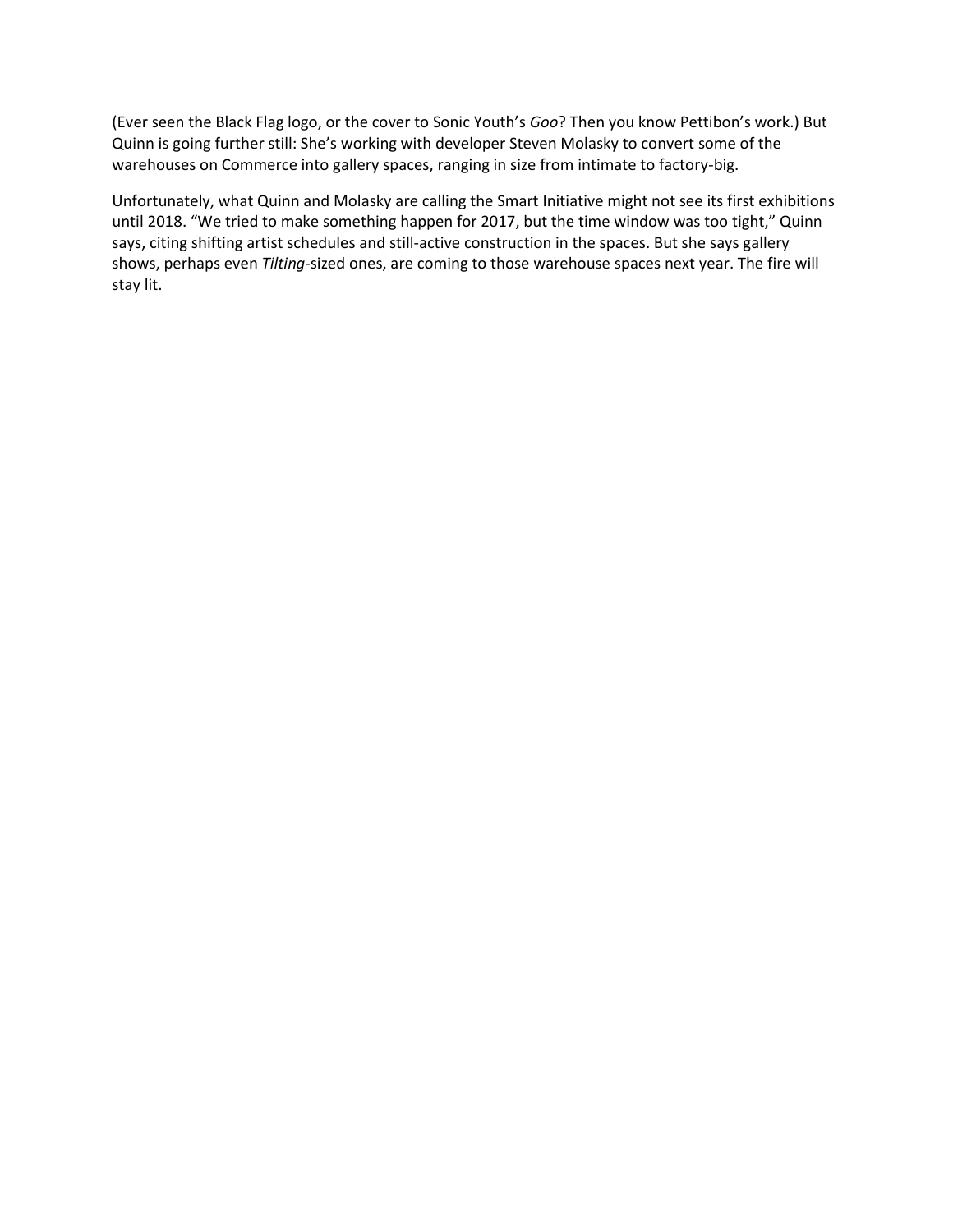(Ever seen the Black Flag logo, or the cover to Sonic Youth's *Goo*? Then you know Pettibon's work.) But Quinn is going further still: She's working with developer Steven Molasky to convert some of the warehouses on Commerce into gallery spaces, ranging in size from intimate to factory-big.

Unfortunately, what Quinn and Molasky are calling the Smart Initiative might not see its first exhibitions until 2018. "We tried to make something happen for 2017, but the time window was too tight," Quinn says, citing shifting artist schedules and still-active construction in the spaces. But she says gallery shows, perhaps even *Tilting*-sized ones, are coming to those warehouse spaces next year. The fire will stay lit.